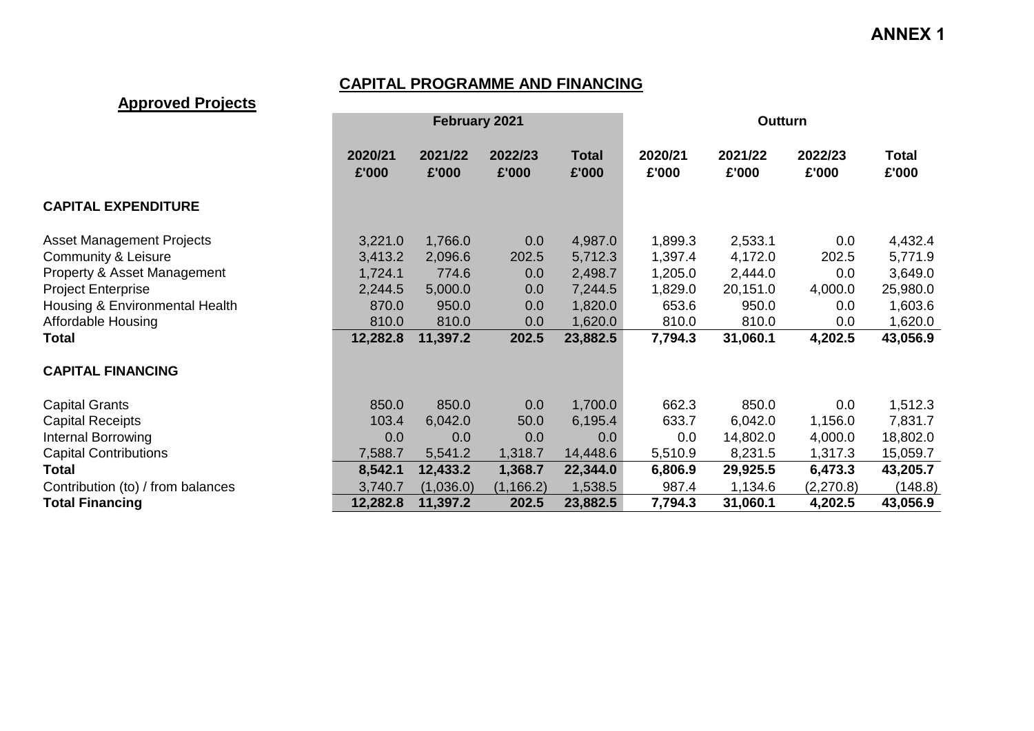**ANNEX 1**

## CAPITAL PROGRAMME AND FINANCING

### Approved Projects

| | February 2021 | | | | Outturn | | | |
|---|---|---|---|---|---|---|---|---|
| | 2020/21 £'000 | 2021/22 £'000 | 2022/23 £'000 | Total £'000 | 2020/21 £'000 | 2021/22 £'000 | 2022/23 £'000 | Total £'000 |
| **CAPITAL EXPENDITURE** | | | | | | | | |
| Asset Management Projects | 3,221.0 | 1,766.0 | 0.0 | 4,987.0 | 1,899.3 | 2,533.1 | 0.0 | 4,432.4 |
| Community & Leisure | 3,413.2 | 2,096.6 | 202.5 | 5,712.3 | 1,397.4 | 4,172.0 | 202.5 | 5,771.9 |
| Property & Asset Management | 1,724.1 | 774.6 | 0.0 | 2,498.7 | 1,205.0 | 2,444.0 | 0.0 | 3,649.0 |
| Project Enterprise | 2,244.5 | 5,000.0 | 0.0 | 7,244.5 | 1,829.0 | 20,151.0 | 4,000.0 | 25,980.0 |
| Housing & Environmental Health | 870.0 | 950.0 | 0.0 | 1,820.0 | 653.6 | 950.0 | 0.0 | 1,603.6 |
| Affordable Housing | 810.0 | 810.0 | 0.0 | 1,620.0 | 810.0 | 810.0 | 0.0 | 1,620.0 |
| **Total** | **12,282.8** | **11,397.2** | **202.5** | **23,882.5** | **7,794.3** | **31,060.1** | **4,202.5** | **43,056.9** |
| **CAPITAL FINANCING** | | | | | | | | |
| Capital Grants | 850.0 | 850.0 | 0.0 | 1,700.0 | 662.3 | 850.0 | 0.0 | 1,512.3 |
| Capital Receipts | 103.4 | 6,042.0 | 50.0 | 6,195.4 | 633.7 | 6,042.0 | 1,156.0 | 7,831.7 |
| Internal Borrowing | 0.0 | 0.0 | 0.0 | 0.0 | 0.0 | 14,802.0 | 4,000.0 | 18,802.0 |
| Capital Contributions | 7,588.7 | 5,541.2 | 1,318.7 | 14,448.6 | 5,510.9 | 8,231.5 | 1,317.3 | 15,059.7 |
| **Total** | **8,542.1** | **12,433.2** | **1,368.7** | **22,344.0** | **6,806.9** | **29,925.5** | **6,473.3** | **43,205.7** |
| Contribution (to) / from balances | 3,740.7 | (1,036.0) | (1,166.2) | 1,538.5 | 987.4 | 1,134.6 | (2,270.8) | (148.8) |
| **Total Financing** | **12,282.8** | **11,397.2** | **202.5** | **23,882.5** | **7,794.3** | **31,060.1** | **4,202.5** | **43,056.9** |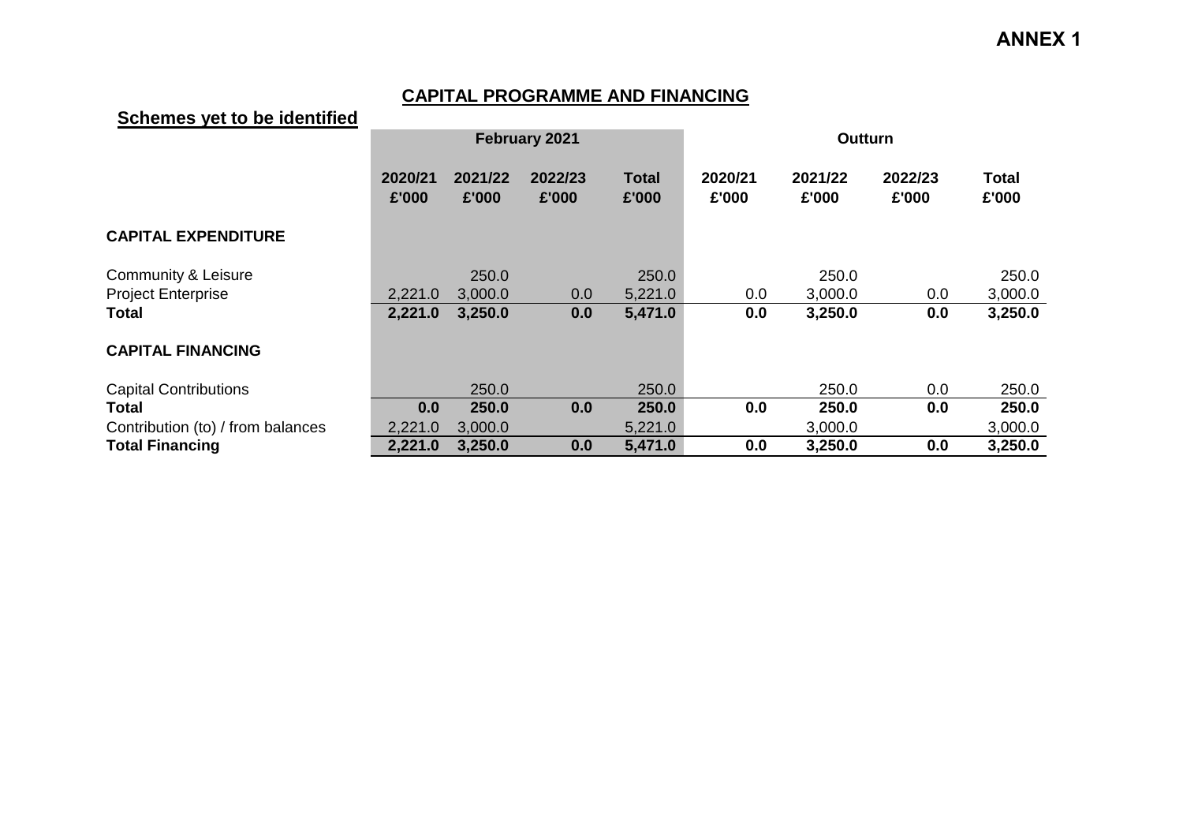# ANNEX 1

## CAPITAL PROGRAMME AND FINANCING

### Schemes yet to be identified

| | February 2021 | | | | Outturn | | | |
|---|---|---|---|---|---|---|---|---|
| | **2020/21 £'000** | **2021/22 £'000** | **2022/23 £'000** | **Total £'000** | **2020/21 £'000** | **2021/22 £'000** | **2022/23 £'000** | **Total £'000** |
| **CAPITAL EXPENDITURE** | | | | | | | | |
| Community & Leisure | | 250.0 | | 250.0 | | 250.0 | | 250.0 |
| Project Enterprise | 2,221.0 | 3,000.0 | 0.0 | 5,221.0 | 0.0 | 3,000.0 | 0.0 | 3,000.0 |
| **Total** | **2,221.0** | **3,250.0** | **0.0** | **5,471.0** | **0.0** | **3,250.0** | **0.0** | **3,250.0** |
| **CAPITAL FINANCING** | | | | | | | | |
| Capital Contributions | | 250.0 | | 250.0 | | 250.0 | 0.0 | 250.0 |
| **Total** | **0.0** | **250.0** | **0.0** | **250.0** | **0.0** | **250.0** | **0.0** | **250.0** |
| Contribution (to) / from balances | 2,221.0 | 3,000.0 | | 5,221.0 | | 3,000.0 | | 3,000.0 |
| **Total Financing** | **2,221.0** | **3,250.0** | **0.0** | **5,471.0** | **0.0** | **3,250.0** | **0.0** | **3,250.0** |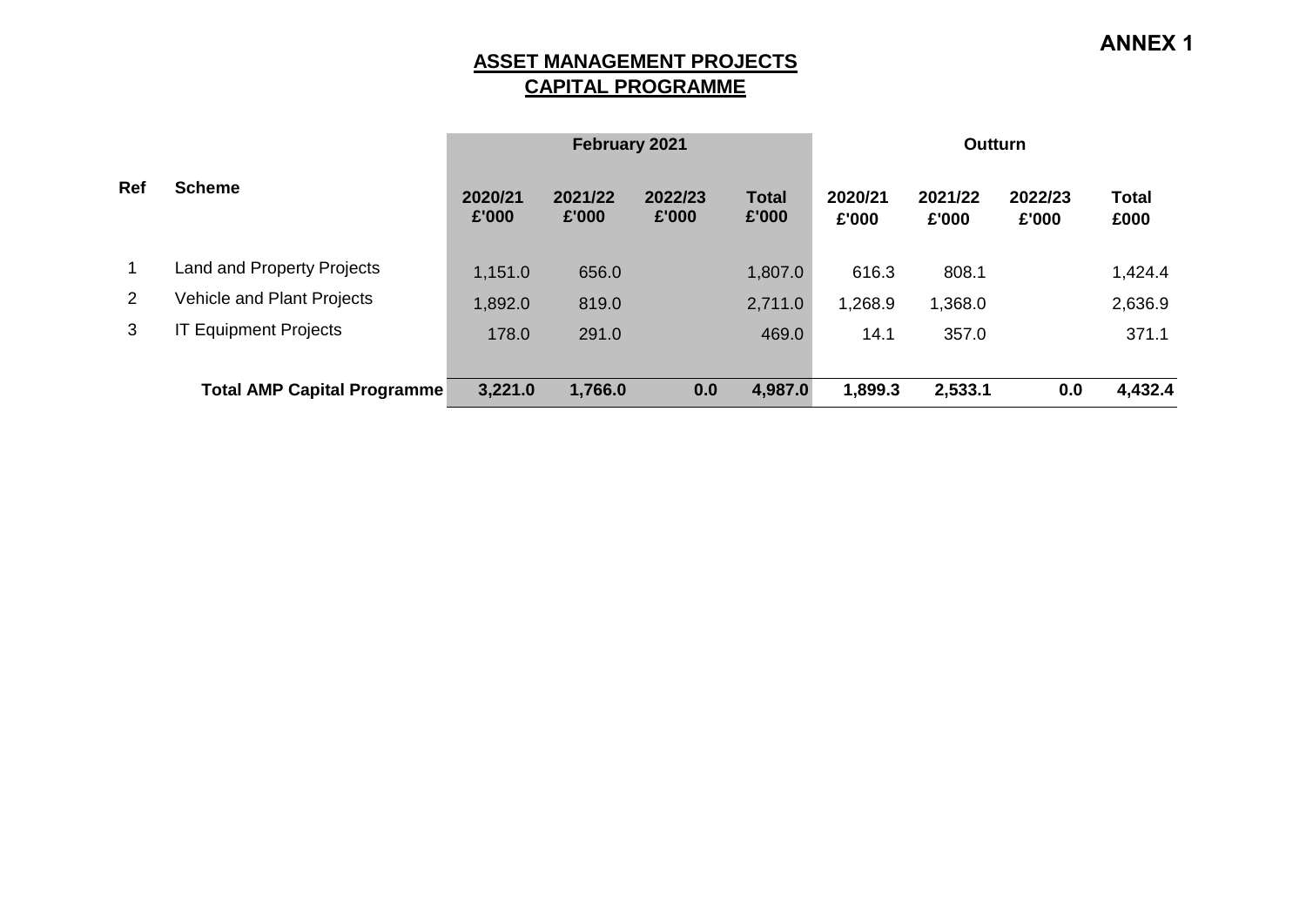**ANNEX 1**

## ASSET MANAGEMENT PROJECTS
## CAPITAL PROGRAMME

| | | February 2021 | | | | Outturn | | | |
|---|---|---|---|---|---|---|---|---|---|
| **Ref** | **Scheme** | **2020/21 £'000** | **2021/22 £'000** | **2022/23 £'000** | **Total £'000** | **2020/21 £'000** | **2021/22 £'000** | **2022/23 £'000** | **Total £000** |
| 1 | Land and Property Projects | 1,151.0 | 656.0 | | 1,807.0 | 616.3 | 808.1 | | 1,424.4 |
| 2 | Vehicle and Plant Projects | 1,892.0 | 819.0 | | 2,711.0 | 1,268.9 | 1,368.0 | | 2,636.9 |
| 3 | IT Equipment Projects | 178.0 | 291.0 | | 469.0 | 14.1 | 357.0 | | 371.1 |
| | **Total AMP Capital Programme** | **3,221.0** | **1,766.0** | **0.0** | **4,987.0** | **1,899.3** | **2,533.1** | **0.0** | **4,432.4** |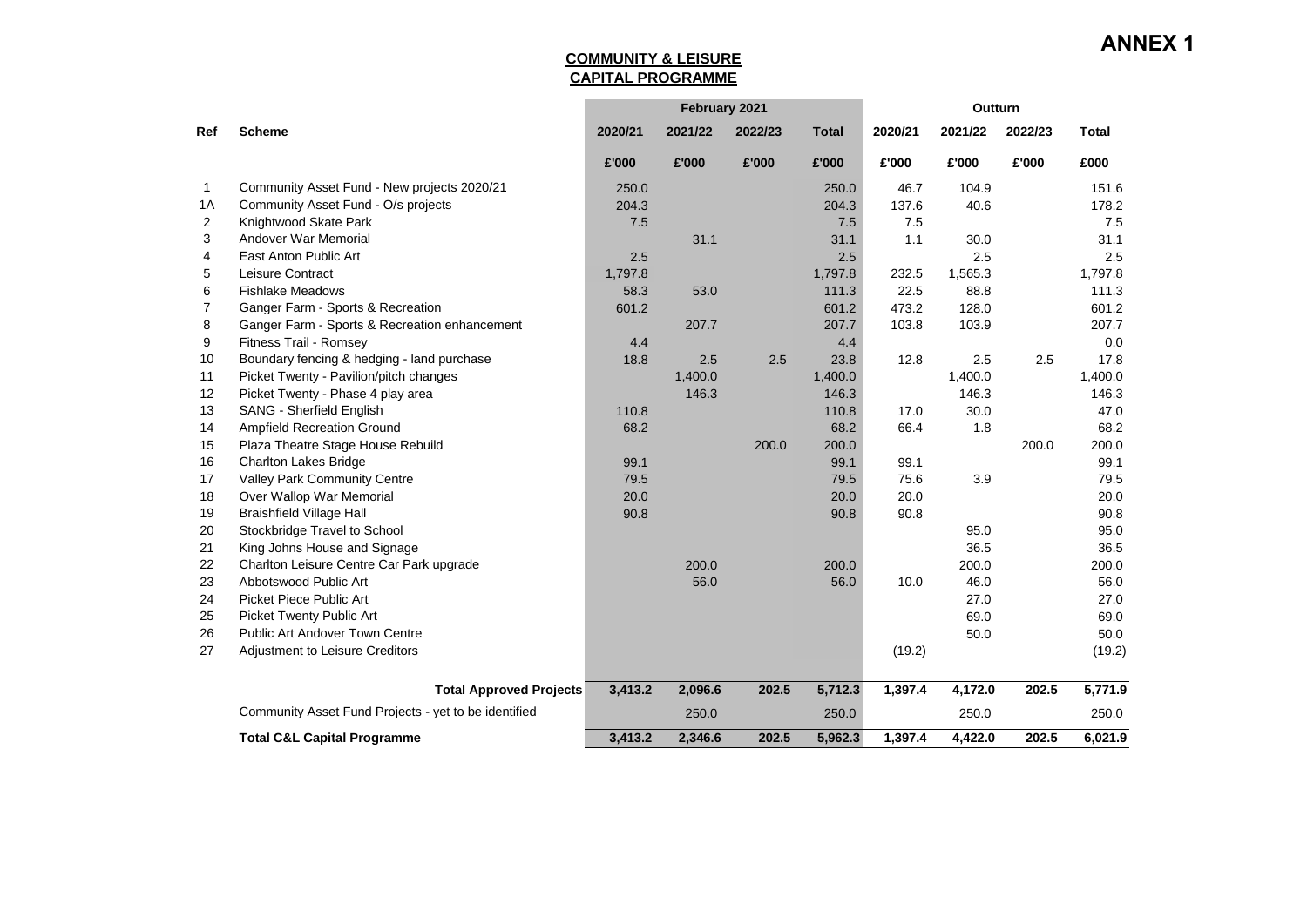# ANNEX 1

## COMMUNITY & LEISURE
## CAPITAL PROGRAMME

| Ref | Scheme | February 2021 | | | | Outturn | | | |
|---|---|---|---|---|---|---|---|---|---|
| | | 2020/21 | 2021/22 | 2022/23 | Total | 2020/21 | 2021/22 | 2022/23 | Total |
| | | £'000 | £'000 | £'000 | £'000 | £'000 | £'000 | £'000 | £000 |
| 1 | Community Asset Fund - New projects 2020/21 | 250.0 | | | 250.0 | 46.7 | 104.9 | | 151.6 |
| 1A | Community Asset Fund - O/s projects | 204.3 | | | 204.3 | 137.6 | 40.6 | | 178.2 |
| 2 | Knightwood Skate Park | 7.5 | | | 7.5 | 7.5 | | | 7.5 |
| 3 | Andover War Memorial | | 31.1 | | 31.1 | 1.1 | 30.0 | | 31.1 |
| 4 | East Anton Public Art | 2.5 | | | 2.5 | | 2.5 | | 2.5 |
| 5 | Leisure Contract | 1,797.8 | | | 1,797.8 | 232.5 | 1,565.3 | | 1,797.8 |
| 6 | Fishlake Meadows | 58.3 | 53.0 | | 111.3 | 22.5 | 88.8 | | 111.3 |
| 7 | Ganger Farm - Sports & Recreation | 601.2 | | | 601.2 | 473.2 | 128.0 | | 601.2 |
| 8 | Ganger Farm - Sports & Recreation enhancement | | 207.7 | | 207.7 | 103.8 | 103.9 | | 207.7 |
| 9 | Fitness Trail - Romsey | 4.4 | | | 4.4 | | | | 0.0 |
| 10 | Boundary fencing & hedging - land purchase | 18.8 | 2.5 | 2.5 | 23.8 | 12.8 | 2.5 | 2.5 | 17.8 |
| 11 | Picket Twenty - Pavilion/pitch changes | | 1,400.0 | | 1,400.0 | | 1,400.0 | | 1,400.0 |
| 12 | Picket Twenty - Phase 4 play area | | 146.3 | | 146.3 | | 146.3 | | 146.3 |
| 13 | SANG - Sherfield English | 110.8 | | | 110.8 | 17.0 | 30.0 | | 47.0 |
| 14 | Ampfield Recreation Ground | 68.2 | | | 68.2 | 66.4 | 1.8 | | 68.2 |
| 15 | Plaza Theatre Stage House Rebuild | | | 200.0 | 200.0 | | | 200.0 | 200.0 |
| 16 | Charlton Lakes Bridge | 99.1 | | | 99.1 | 99.1 | | | 99.1 |
| 17 | Valley Park Community Centre | 79.5 | | | 79.5 | 75.6 | 3.9 | | 79.5 |
| 18 | Over Wallop War Memorial | 20.0 | | | 20.0 | 20.0 | | | 20.0 |
| 19 | Braishfield Village Hall | 90.8 | | | 90.8 | 90.8 | | | 90.8 |
| 20 | Stockbridge Travel to School | | | | | | 95.0 | | 95.0 |
| 21 | King Johns House and Signage | | | | | | 36.5 | | 36.5 |
| 22 | Charlton Leisure Centre Car Park upgrade | | 200.0 | | 200.0 | | 200.0 | | 200.0 |
| 23 | Abbotswood Public Art | | 56.0 | | 56.0 | 10.0 | 46.0 | | 56.0 |
| 24 | Picket Piece Public Art | | | | | | 27.0 | | 27.0 |
| 25 | Picket Twenty Public Art | | | | | | 69.0 | | 69.0 |
| 26 | Public Art Andover Town Centre | | | | | | 50.0 | | 50.0 |
| 27 | Adjustment to Leisure Creditors | | | | | (19.2) | | | (19.2) |
| | **Total Approved Projects** | **3,413.2** | **2,096.6** | **202.5** | **5,712.3** | **1,397.4** | **4,172.0** | **202.5** | **5,771.9** |
| | Community Asset Fund Projects - yet to be identified | | 250.0 | | 250.0 | | 250.0 | | 250.0 |
| | **Total C&L Capital Programme** | **3,413.2** | **2,346.6** | **202.5** | **5,962.3** | **1,397.4** | **4,422.0** | **202.5** | **6,021.9** |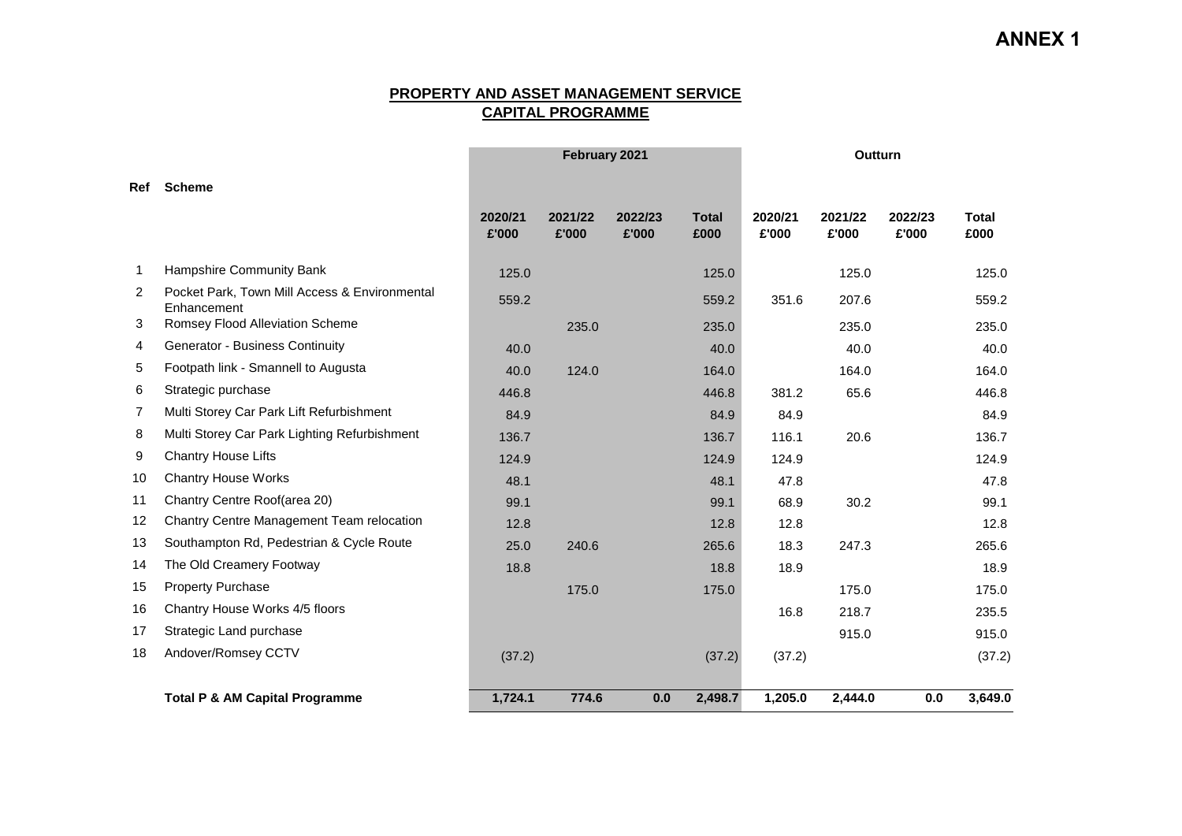**ANNEX 1**

## PROPERTY AND ASSET MANAGEMENT SERVICE
## CAPITAL PROGRAMME

| Ref | Scheme | February 2021 | | | | Outturn | | | |
|---|---|---|---|---|---|---|---|---|---|
| | | 2020/21 £'000 | 2021/22 £'000 | 2022/23 £'000 | Total £000 | 2020/21 £'000 | 2021/22 £'000 | 2022/23 £'000 | Total £000 |
| 1 | Hampshire Community Bank | 125.0 | | | 125.0 | | 125.0 | | 125.0 |
| 2 | Pocket Park, Town Mill Access & Environmental Enhancement | 559.2 | | | 559.2 | 351.6 | 207.6 | | 559.2 |
| 3 | Romsey Flood Alleviation Scheme | | 235.0 | | 235.0 | | 235.0 | | 235.0 |
| 4 | Generator - Business Continuity | 40.0 | | | 40.0 | | 40.0 | | 40.0 |
| 5 | Footpath link - Smannell to Augusta | 40.0 | 124.0 | | 164.0 | | 164.0 | | 164.0 |
| 6 | Strategic purchase | 446.8 | | | 446.8 | 381.2 | 65.6 | | 446.8 |
| 7 | Multi Storey Car Park Lift Refurbishment | 84.9 | | | 84.9 | 84.9 | | | 84.9 |
| 8 | Multi Storey Car Park Lighting Refurbishment | 136.7 | | | 136.7 | 116.1 | 20.6 | | 136.7 |
| 9 | Chantry House Lifts | 124.9 | | | 124.9 | 124.9 | | | 124.9 |
| 10 | Chantry House Works | 48.1 | | | 48.1 | 47.8 | | | 47.8 |
| 11 | Chantry Centre Roof(area 20) | 99.1 | | | 99.1 | 68.9 | 30.2 | | 99.1 |
| 12 | Chantry Centre Management Team relocation | 12.8 | | | 12.8 | 12.8 | | | 12.8 |
| 13 | Southampton Rd, Pedestrian & Cycle Route | 25.0 | 240.6 | | 265.6 | 18.3 | 247.3 | | 265.6 |
| 14 | The Old Creamery Footway | 18.8 | | | 18.8 | 18.9 | | | 18.9 |
| 15 | Property Purchase | | 175.0 | | 175.0 | | 175.0 | | 175.0 |
| 16 | Chantry House Works 4/5 floors | | | | | 16.8 | 218.7 | | 235.5 |
| 17 | Strategic Land purchase | | | | | | 915.0 | | 915.0 |
| 18 | Andover/Romsey CCTV | (37.2) | | | (37.2) | (37.2) | | | (37.2) |
| | **Total P & AM Capital Programme** | **1,724.1** | **774.6** | **0.0** | **2,498.7** | **1,205.0** | **2,444.0** | **0.0** | **3,649.0** |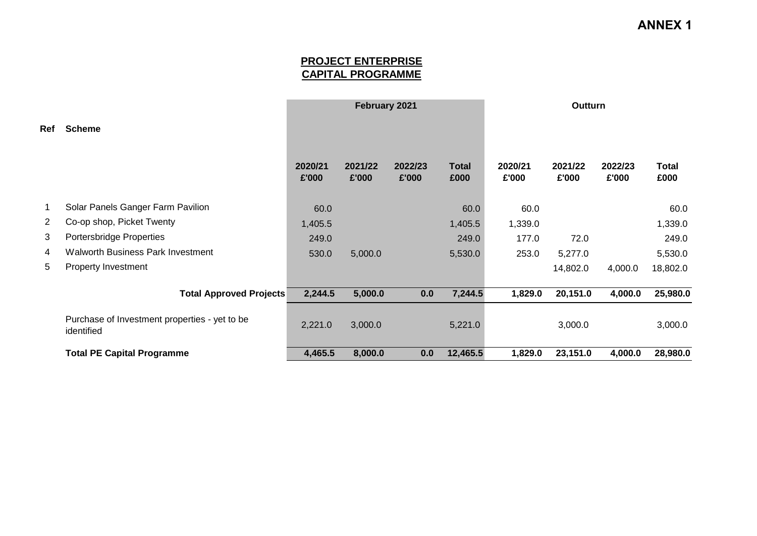**ANNEX 1**

**PROJECT ENTERPRISE**
**CAPITAL PROGRAMME**

| Ref | Scheme | February 2021 | | | | Outturn | | | |
|---|---|---|---|---|---|---|---|---|---|
| | | 2020/21 £'000 | 2021/22 £'000 | 2022/23 £'000 | Total £000 | 2020/21 £'000 | 2021/22 £'000 | 2022/23 £'000 | Total £000 |
| 1 | Solar Panels Ganger Farm Pavilion | 60.0 | | | 60.0 | 60.0 | | | 60.0 |
| 2 | Co-op shop, Picket Twenty | 1,405.5 | | | 1,405.5 | 1,339.0 | | | 1,339.0 |
| 3 | Portersbridge Properties | 249.0 | | | 249.0 | 177.0 | 72.0 | | 249.0 |
| 4 | Walworth Business Park Investment | 530.0 | 5,000.0 | | 5,530.0 | 253.0 | 5,277.0 | | 5,530.0 |
| 5 | Property Investment | | | | | | 14,802.0 | 4,000.0 | 18,802.0 |
| | **Total Approved Projects** | **2,244.5** | **5,000.0** | **0.0** | **7,244.5** | **1,829.0** | **20,151.0** | **4,000.0** | **25,980.0** |
| | Purchase of Investment properties - yet to be identified | 2,221.0 | 3,000.0 | | 5,221.0 | | 3,000.0 | | 3,000.0 |
| | **Total PE Capital Programme** | **4,465.5** | **8,000.0** | **0.0** | **12,465.5** | **1,829.0** | **23,151.0** | **4,000.0** | **28,980.0** |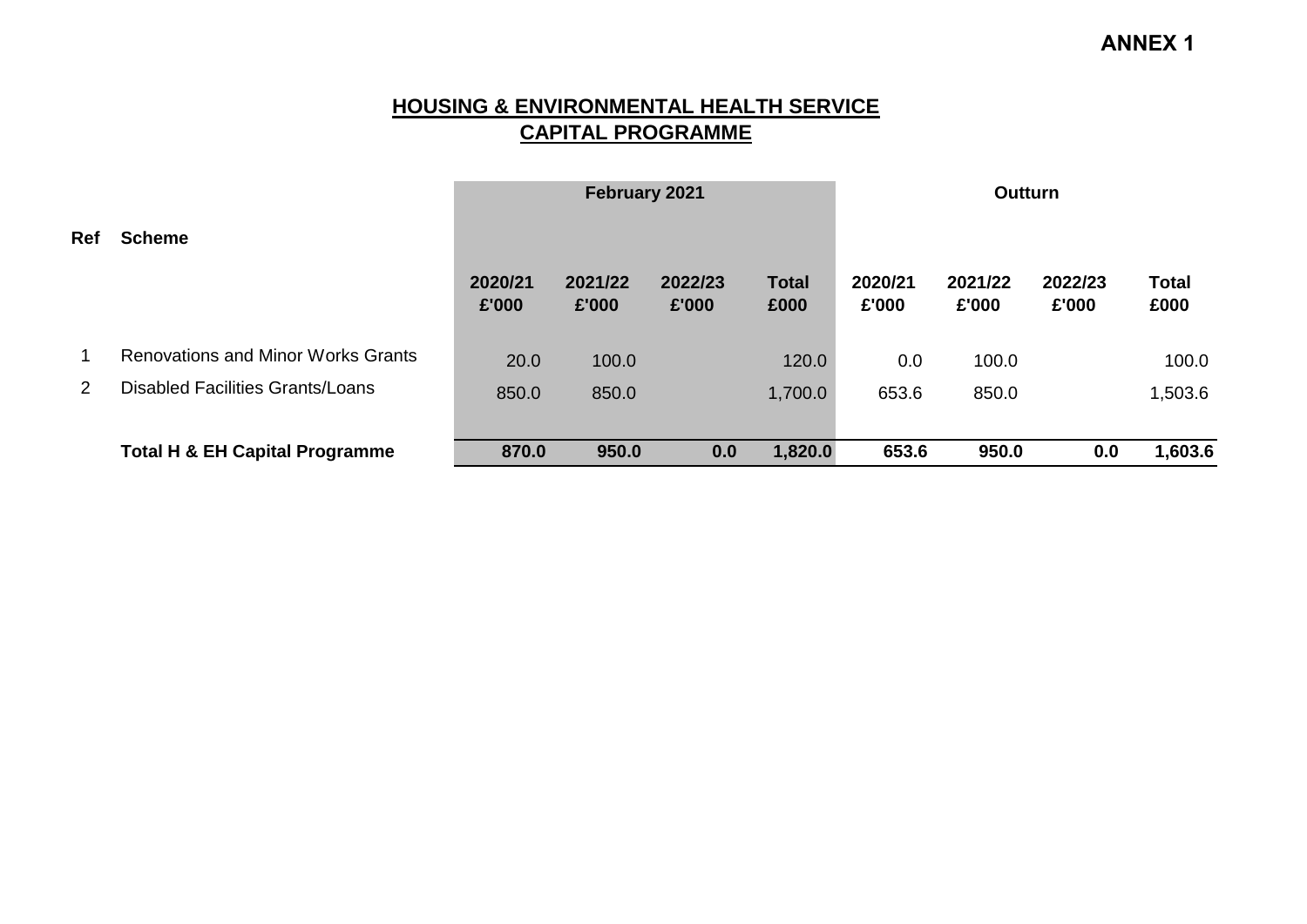**ANNEX 1**

## HOUSING & ENVIRONMENTAL HEALTH SERVICE
## CAPITAL PROGRAMME

| Ref | Scheme | February 2021 | | | | Outturn | | | |
|---|---|---|---|---|---|---|---|---|---|
| | | 2020/21 £'000 | 2021/22 £'000 | 2022/23 £'000 | Total £000 | 2020/21 £'000 | 2021/22 £'000 | 2022/23 £'000 | Total £000 |
| 1 | Renovations and Minor Works Grants | 20.0 | 100.0 | | 120.0 | 0.0 | 100.0 | | 100.0 |
| 2 | Disabled Facilities Grants/Loans | 850.0 | 850.0 | | 1,700.0 | 653.6 | 850.0 | | 1,503.6 |
| | **Total H & EH Capital Programme** | **870.0** | **950.0** | **0.0** | **1,820.0** | **653.6** | **950.0** | **0.0** | **1,603.6** |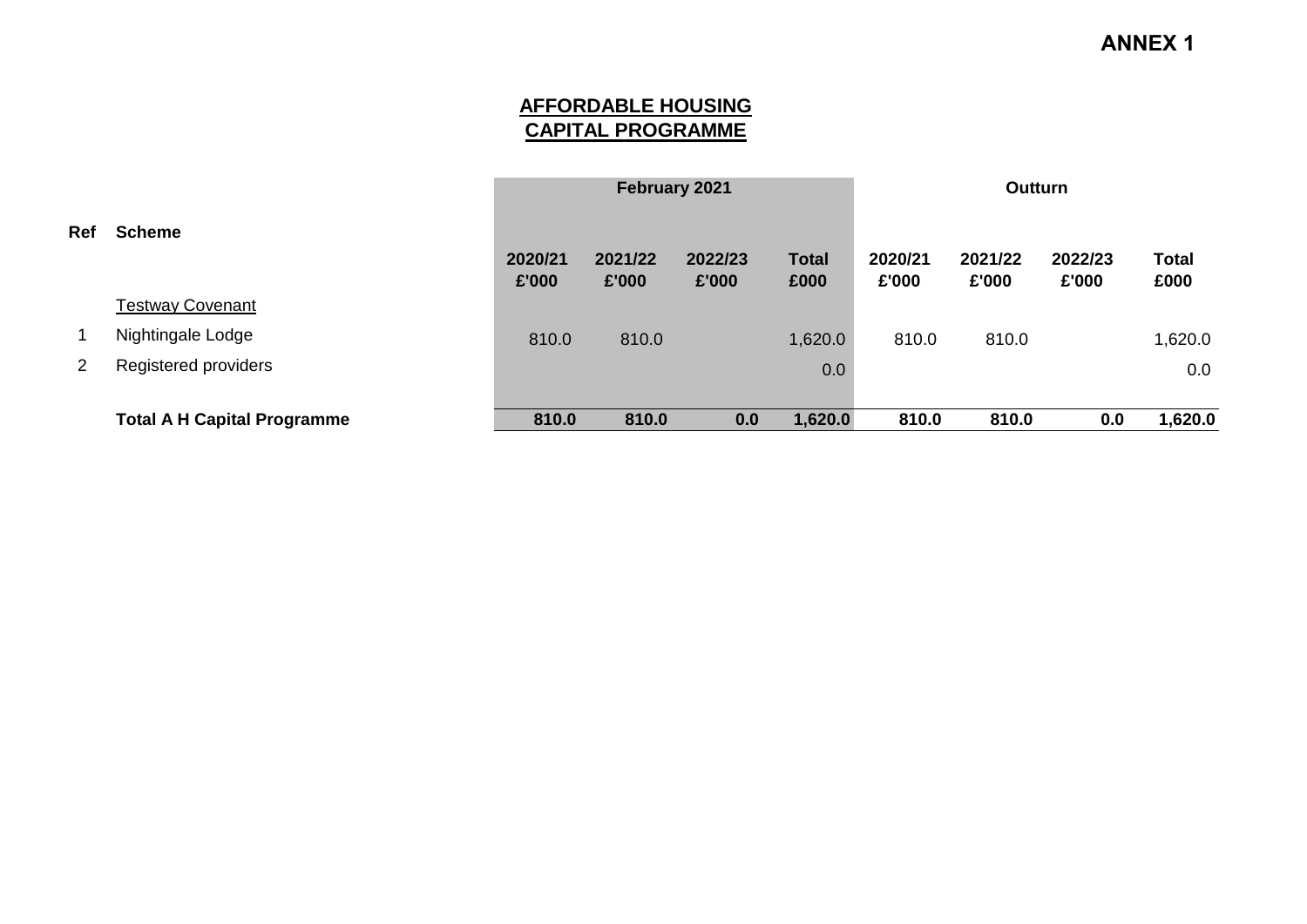**ANNEX 1**

# AFFORDABLE HOUSING CAPITAL PROGRAMME

| Ref | Scheme | February 2021 | | | | Outturn | | | |
|---|---|---|---|---|---|---|---|---|---|
| | | 2020/21 £'000 | 2021/22 £'000 | 2022/23 £'000 | Total £000 | 2020/21 £'000 | 2021/22 £'000 | 2022/23 £'000 | Total £000 |
| | Testway Covenant | | | | | | | | |
| 1 | Nightingale Lodge | 810.0 | 810.0 | | 1,620.0 | 810.0 | 810.0 | | 1,620.0 |
| 2 | Registered providers | | | | 0.0 | | | | 0.0 |
| | **Total A H Capital Programme** | **810.0** | **810.0** | **0.0** | **1,620.0** | **810.0** | **810.0** | **0.0** | **1,620.0** |